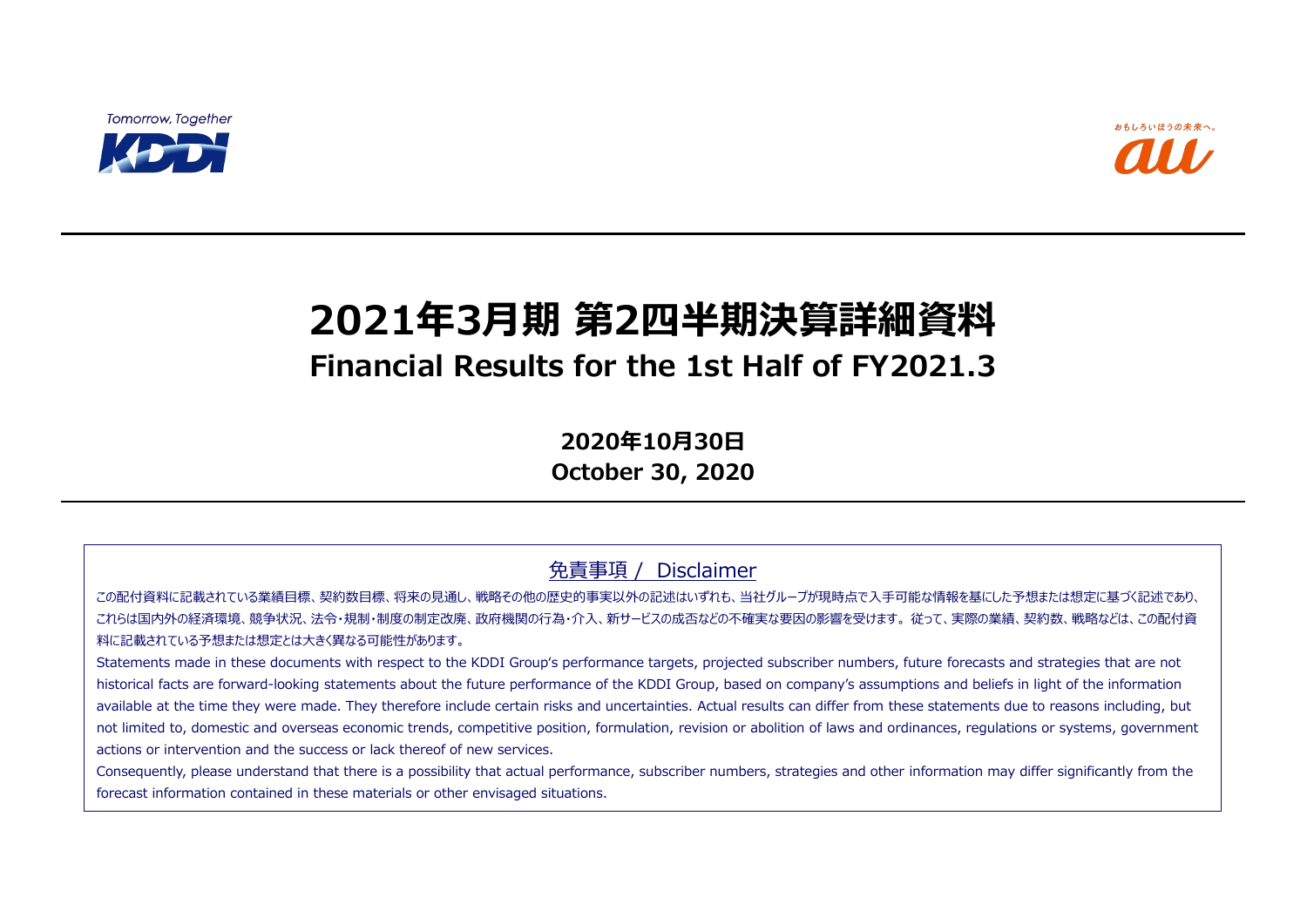Tomorrow, Together

KDDI

おもしろいほうの未来へ。

au

# 2021年3月期 第2四半期決算詳細資料

## Financial Results for the 1st Half of FY2021.3

**2020年10月30日**

**October 30, 2020**

### 免責事項 / Disclaimer

この配付資料に記載されている業績目標、契約数目標、将来の見通し、戦略その他の歴史的事実以外の記述はいずれも、当社グループが現時点で入手可能な情報を基にした予想または想定に基づく記述であり、これらは国内外の経済環境、競争状況、法令・規制・制度の制定改廃、政府機関の行為・介入、新サービスの成否などの不確実な要因の影響を受けます。従って、実際の業績、契約数、戦略などは、この配付資料に記載されている予想または想定とは大きく異なる可能性があります。

Statements made in these documents with respect to the KDDI Group's performance targets, projected subscriber numbers, future forecasts and strategies that are not historical facts are forward-looking statements about the future performance of the KDDI Group, based on company's assumptions and beliefs in light of the information available at the time they were made. They therefore include certain risks and uncertainties. Actual results can differ from these statements due to reasons including, but not limited to, domestic and overseas economic trends, competitive position, formulation, revision or abolition of laws and ordinances, regulations or systems, government actions or intervention and the success or lack thereof of new services.

Consequently, please understand that there is a possibility that actual performance, subscriber numbers, strategies and other information may differ significantly from the forecast information contained in these materials or other envisaged situations.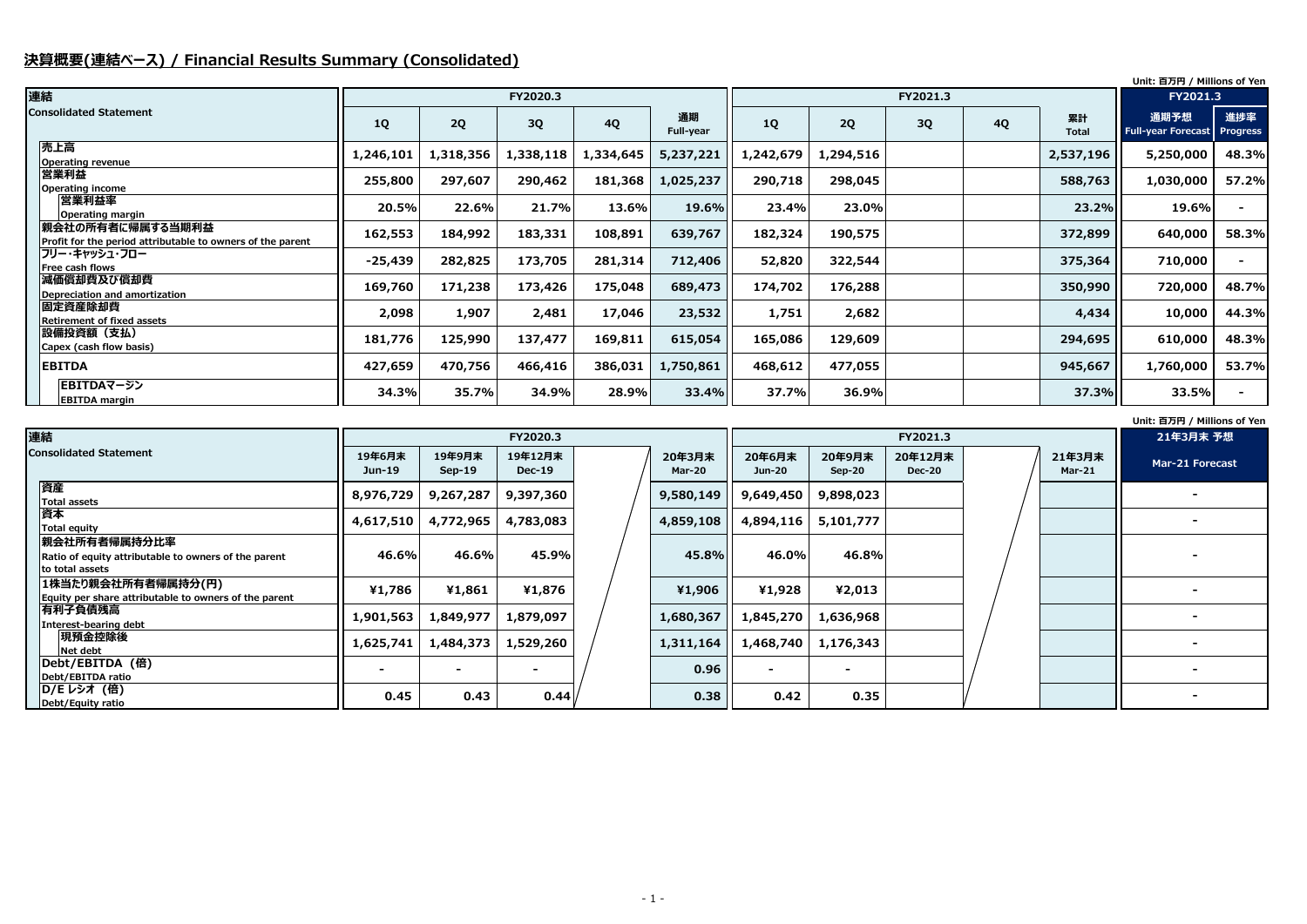## 決算概要(連結ベース) / Financial Results Summary (Consolidated)

Unit: 百万円 / Millions of Yen

| 連結<br>Consolidated Statement | FY2020.3 | | | | | FY2021.3 | | | | | FY2021.3 | |
|---|---|---|---|---|---|---|---|---|---|---|---|---|
| | 1Q | 2Q | 3Q | 4Q | 通期<br>Full-year | 1Q | 2Q | 3Q | 4Q | 累計<br>Total | 通期予想<br>Full-year Forecast | 進捗率<br>Progress |
| 売上高<br>Operating revenue | 1,246,101 | 1,318,356 | 1,338,118 | 1,334,645 | 5,237,221 | 1,242,679 | 1,294,516 | | | 2,537,196 | 5,250,000 | 48.3% |
| 営業利益<br>Operating income | 255,800 | 297,607 | 290,462 | 181,368 | 1,025,237 | 290,718 | 298,045 | | | 588,763 | 1,030,000 | 57.2% |
| 営業利益率<br>Operating margin | 20.5% | 22.6% | 21.7% | 13.6% | 19.6% | 23.4% | 23.0% | | | 23.2% | 19.6% | - |
| 親会社の所有者に帰属する当期利益<br>Profit for the period attributable to owners of the parent | 162,553 | 184,992 | 183,331 | 108,891 | 639,767 | 182,324 | 190,575 | | | 372,899 | 640,000 | 58.3% |
| フリー･キャッシュ･フロー<br>Free cash flows | -25,439 | 282,825 | 173,705 | 281,314 | 712,406 | 52,820 | 322,544 | | | 375,364 | 710,000 | - |
| 減価償却費及び償却費<br>Depreciation and amortization | 169,760 | 171,238 | 173,426 | 175,048 | 689,473 | 174,702 | 176,288 | | | 350,990 | 720,000 | 48.7% |
| 固定資産除却費<br>Retirement of fixed assets | 2,098 | 1,907 | 2,481 | 17,046 | 23,532 | 1,751 | 2,682 | | | 4,434 | 10,000 | 44.3% |
| 設備投資額（支払）<br>Capex (cash flow basis) | 181,776 | 125,990 | 137,477 | 169,811 | 615,054 | 165,086 | 129,609 | | | 294,695 | 610,000 | 48.3% |
| EBITDA | 427,659 | 470,756 | 466,416 | 386,031 | 1,750,861 | 468,612 | 477,055 | | | 945,667 | 1,760,000 | 53.7% |
| EBITDAマージン<br>EBITDA margin | 34.3% | 35.7% | 34.9% | 28.9% | 33.4% | 37.7% | 36.9% | | | 37.3% | 33.5% | - |

Unit: 百万円 / Millions of Yen

| 連結<br>Consolidated Statement | FY2020.3 | | | | | FY2021.3 | | | | | 21年3月末 予想 |
|---|---|---|---|---|---|---|---|---|---|---|---|
| | 19年6月末<br>Jun-19 | 19年9月末<br>Sep-19 | 19年12月末<br>Dec-19 | | 20年3月末<br>Mar-20 | 20年6月末<br>Jun-20 | 20年9月末<br>Sep-20 | 20年12月末<br>Dec-20 | | 21年3月末<br>Mar-21 | Mar-21 Forecast |
| 資産<br>Total assets | 8,976,729 | 9,267,287 | 9,397,360 | | 9,580,149 | 9,649,450 | 9,898,023 | | | | - |
| 資本<br>Total equity | 4,617,510 | 4,772,965 | 4,783,083 | | 4,859,108 | 4,894,116 | 5,101,777 | | | | - |
| 親会社所有者帰属持分比率<br>Ratio of equity attributable to owners of the parent to total assets | 46.6% | 46.6% | 45.9% | | 45.8% | 46.0% | 46.8% | | | | - |
| 1株当たり親会社所有者帰属持分(円)<br>Equity per share attributable to owners of the parent | ¥1,786 | ¥1,861 | ¥1,876 | | ¥1,906 | ¥1,928 | ¥2,013 | | | | - |
| 有利子負債残高<br>Interest-bearing debt | 1,901,563 | 1,849,977 | 1,879,097 | | 1,680,367 | 1,845,270 | 1,636,968 | | | | - |
| 現預金控除後<br>Net debt | 1,625,741 | 1,484,373 | 1,529,260 | | 1,311,164 | 1,468,740 | 1,176,343 | | | | - |
| Debt/EBITDA（倍）<br>Debt/EBITDA ratio | - | - | - | | 0.96 | - | - | | | | - |
| D/E レシオ（倍）<br>Debt/Equity ratio | 0.45 | 0.43 | 0.44 | | 0.38 | 0.42 | 0.35 | | | | - |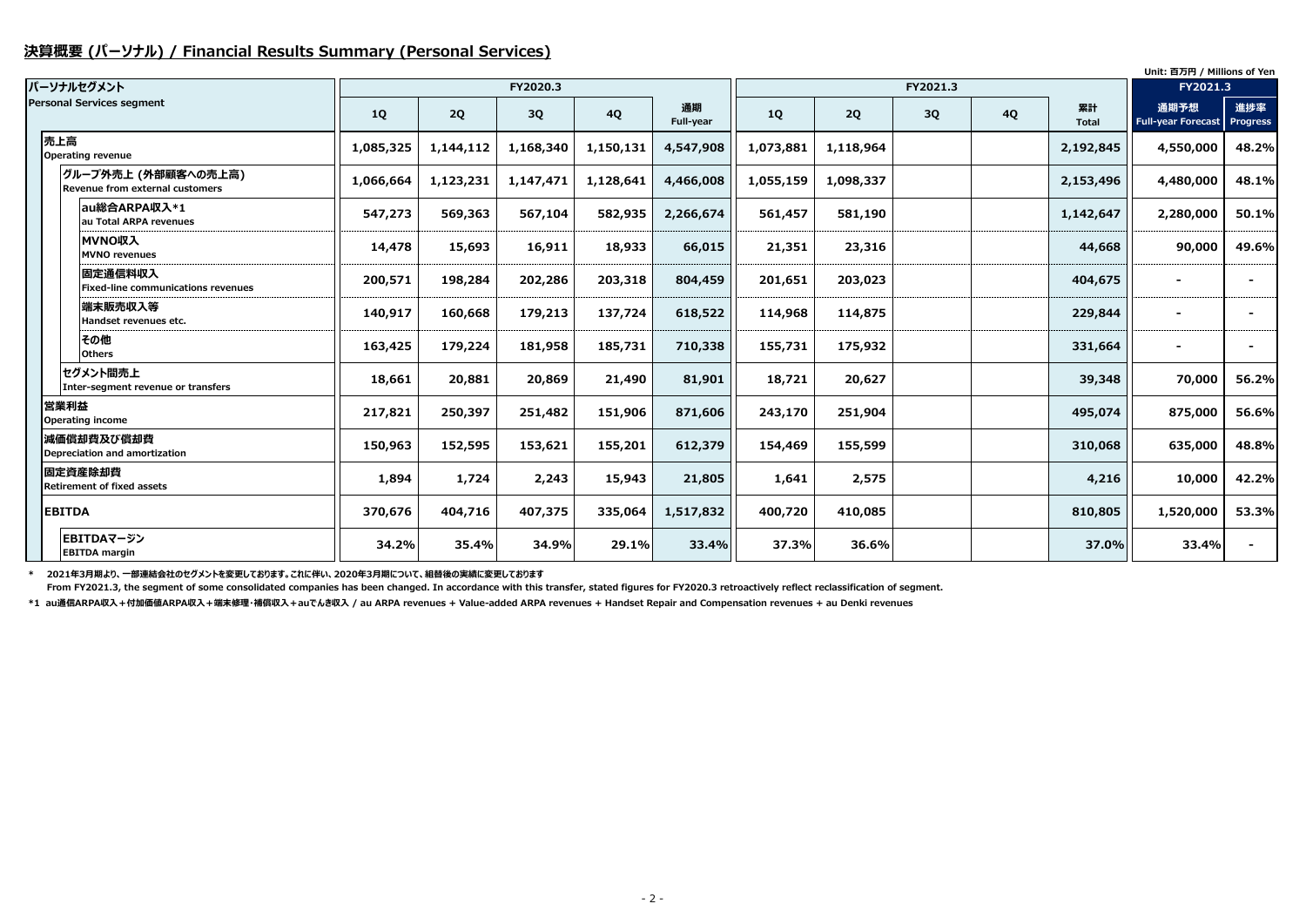## 決算概要 (パーソナル) / Financial Results Summary (Personal Services)

Unit: 百万円 / Millions of Yen

| パーソナルセグメント Personal Services segment | FY2020.3 | | | | | FY2021.3 | | | | | FY2021.3 | |
|---|---|---|---|---|---|---|---|---|---|---|---|---|
| | 1Q | 2Q | 3Q | 4Q | 通期 Full-year | 1Q | 2Q | 3Q | 4Q | 累計 Total | 通期予想 Full-year Forecast | 進捗率 Progress |
| 売上高 Operating revenue | 1,085,325 | 1,144,112 | 1,168,340 | 1,150,131 | 4,547,908 | 1,073,881 | 1,118,964 | | | 2,192,845 | 4,550,000 | 48.2% |
| グループ外売上 (外部顧客への売上高) Revenue from external customers | 1,066,664 | 1,123,231 | 1,147,471 | 1,128,641 | 4,466,008 | 1,055,159 | 1,098,337 | | | 2,153,496 | 4,480,000 | 48.1% |
| au総合ARPA収入*1 au Total ARPA revenues | 547,273 | 569,363 | 567,104 | 582,935 | 2,266,674 | 561,457 | 581,190 | | | 1,142,647 | 2,280,000 | 50.1% |
| MVNO収入 MVNO revenues | 14,478 | 15,693 | 16,911 | 18,933 | 66,015 | 21,351 | 23,316 | | | 44,668 | 90,000 | 49.6% |
| 固定通信料収入 Fixed-line communications revenues | 200,571 | 198,284 | 202,286 | 203,318 | 804,459 | 201,651 | 203,023 | | | 404,675 | - | - |
| 端末販売収入等 Handset revenues etc. | 140,917 | 160,668 | 179,213 | 137,724 | 618,522 | 114,968 | 114,875 | | | 229,844 | - | - |
| その他 Others | 163,425 | 179,224 | 181,958 | 185,731 | 710,338 | 155,731 | 175,932 | | | 331,664 | - | - |
| セグメント間売上 Inter-segment revenue or transfers | 18,661 | 20,881 | 20,869 | 21,490 | 81,901 | 18,721 | 20,627 | | | 39,348 | 70,000 | 56.2% |
| 営業利益 Operating income | 217,821 | 250,397 | 251,482 | 151,906 | 871,606 | 243,170 | 251,904 | | | 495,074 | 875,000 | 56.6% |
| 減価償却費及び償却費 Depreciation and amortization | 150,963 | 152,595 | 153,621 | 155,201 | 612,379 | 154,469 | 155,599 | | | 310,068 | 635,000 | 48.8% |
| 固定資産除却費 Retirement of fixed assets | 1,894 | 1,724 | 2,243 | 15,943 | 21,805 | 1,641 | 2,575 | | | 4,216 | 10,000 | 42.2% |
| EBITDA | 370,676 | 404,716 | 407,375 | 335,064 | 1,517,832 | 400,720 | 410,085 | | | 810,805 | 1,520,000 | 53.3% |
| EBITDAマージン EBITDA margin | 34.2% | 35.4% | 34.9% | 29.1% | 33.4% | 37.3% | 36.6% | | | 37.0% | 33.4% | - |

\* 2021年3月期より、一部連結会社のセグメントを変更しております。これに伴い、2020年3月期について、組替後の実績に変更しております
From FY2021.3, the segment of some consolidated companies has been changed. In accordance with this transfer, stated figures for FY2020.3 retroactively reflect reclassification of segment.

*1 au通信ARPA収入＋付加価値ARPA収入＋端末修理・補償収入＋auでんき収入 / au ARPA revenues + Value-added ARPA revenues + Handset Repair and Compensation revenues + au Denki revenues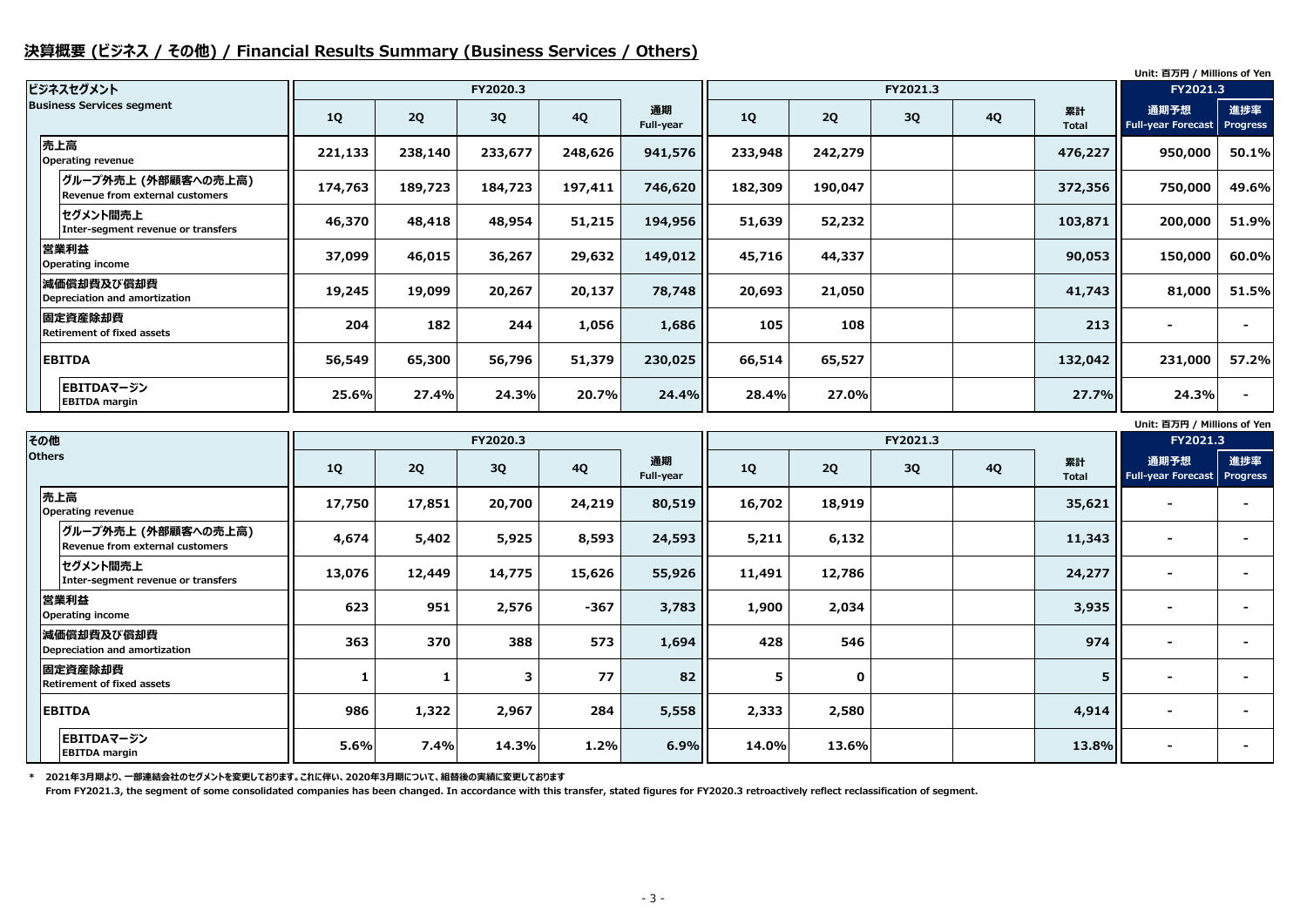## 決算概要 (ビジネス / その他) / Financial Results Summary (Business Services / Others)

Unit: 百万円 / Millions of Yen

| ビジネスセグメント<br>Business Services segment | FY2020.3 | | | | | FY2021.3 | | | | | FY2021.3 | |
|---|---|---|---|---|---|---|---|---|---|---|---|---|
| | 1Q | 2Q | 3Q | 4Q | 通期<br>Full-year | 1Q | 2Q | 3Q | 4Q | 累計<br>Total | 通期予想<br>Full-year Forecast | 進捗率<br>Progress |
| 売上高<br>Operating revenue | 221,133 | 238,140 | 233,677 | 248,626 | 941,576 | 233,948 | 242,279 | | | 476,227 | 950,000 | 50.1% |
| グループ外売上 (外部顧客への売上高)<br>Revenue from external customers | 174,763 | 189,723 | 184,723 | 197,411 | 746,620 | 182,309 | 190,047 | | | 372,356 | 750,000 | 49.6% |
| セグメント間売上<br>Inter-segment revenue or transfers | 46,370 | 48,418 | 48,954 | 51,215 | 194,956 | 51,639 | 52,232 | | | 103,871 | 200,000 | 51.9% |
| 営業利益<br>Operating income | 37,099 | 46,015 | 36,267 | 29,632 | 149,012 | 45,716 | 44,337 | | | 90,053 | 150,000 | 60.0% |
| 減価償却費及び償却費<br>Depreciation and amortization | 19,245 | 19,099 | 20,267 | 20,137 | 78,748 | 20,693 | 21,050 | | | 41,743 | 81,000 | 51.5% |
| 固定資産除却費<br>Retirement of fixed assets | 204 | 182 | 244 | 1,056 | 1,686 | 105 | 108 | | | 213 | - | - |
| EBITDA | 56,549 | 65,300 | 56,796 | 51,379 | 230,025 | 66,514 | 65,527 | | | 132,042 | 231,000 | 57.2% |
| EBITDAマージン<br>EBITDA margin | 25.6% | 27.4% | 24.3% | 20.7% | 24.4% | 28.4% | 27.0% | | | 27.7% | 24.3% | - |

Unit: 百万円 / Millions of Yen

| その他<br>Others | FY2020.3 | | | | | FY2021.3 | | | | | FY2021.3 | |
|---|---|---|---|---|---|---|---|---|---|---|---|---|
| | 1Q | 2Q | 3Q | 4Q | 通期<br>Full-year | 1Q | 2Q | 3Q | 4Q | 累計<br>Total | 通期予想<br>Full-year Forecast | 進捗率<br>Progress |
| 売上高<br>Operating revenue | 17,750 | 17,851 | 20,700 | 24,219 | 80,519 | 16,702 | 18,919 | | | 35,621 | - | - |
| グループ外売上 (外部顧客への売上高)<br>Revenue from external customers | 4,674 | 5,402 | 5,925 | 8,593 | 24,593 | 5,211 | 6,132 | | | 11,343 | - | - |
| セグメント間売上<br>Inter-segment revenue or transfers | 13,076 | 12,449 | 14,775 | 15,626 | 55,926 | 11,491 | 12,786 | | | 24,277 | - | - |
| 営業利益<br>Operating income | 623 | 951 | 2,576 | -367 | 3,783 | 1,900 | 2,034 | | | 3,935 | - | - |
| 減価償却費及び償却費<br>Depreciation and amortization | 363 | 370 | 388 | 573 | 1,694 | 428 | 546 | | | 974 | - | - |
| 固定資産除却費<br>Retirement of fixed assets | 1 | 1 | 3 | 77 | 82 | 5 | 0 | | | 5 | - | - |
| EBITDA | 986 | 1,322 | 2,967 | 284 | 5,558 | 2,333 | 2,580 | | | 4,914 | - | - |
| EBITDAマージン<br>EBITDA margin | 5.6% | 7.4% | 14.3% | 1.2% | 6.9% | 14.0% | 13.6% | | | 13.8% | - | - |

\* 2021年3月期より、一部連結会社のセグメントを変更しております。これに伴い、2020年3月期について、組替後の実績に変更しております

From FY2021.3, the segment of some consolidated companies has been changed. In accordance with this transfer, stated figures for FY2020.3 retroactively reflect reclassification of segment.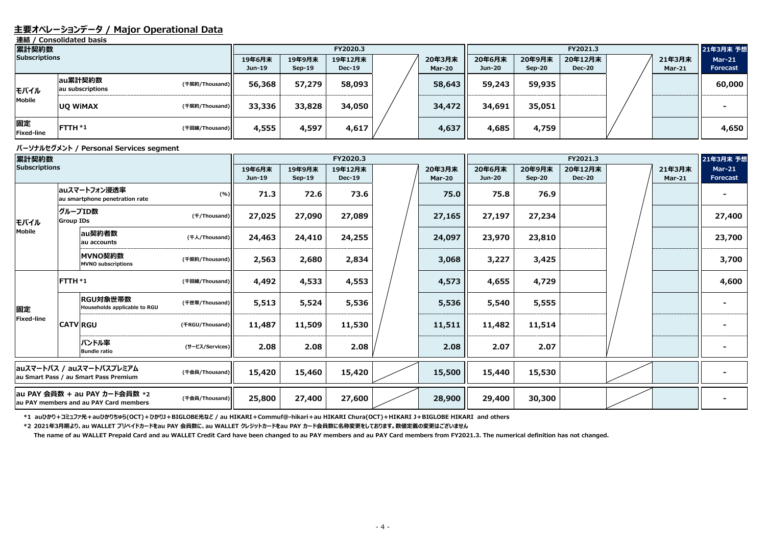## 主要オペレーションデータ / Major Operational Data

**連結 / Consolidated basis**

| 累計契約数 Subscriptions | | | FY2020.3 19年6月末 Jun-19 | 19年9月末 Sep-19 | 19年12月末 Dec-19 | | 20年3月末 Mar-20 | FY2021.3 20年6月末 Jun-20 | 20年9月末 Sep-20 | 20年12月末 Dec-20 | | 21年3月末 Mar-21 | 21年3月末 予想 Mar-21 Forecast |
|---|---|---|---|---|---|---|---|---|---|---|---|---|---|
| モバイル Mobile | au累計契約数 au subscriptions | (千契約/Thousand) | 56,368 | 57,279 | 58,093 | | 58,643 | 59,243 | 59,935 | | | | 60,000 |
| | UQ WiMAX | (千契約/Thousand) | 33,336 | 33,828 | 34,050 | | 34,472 | 34,691 | 35,051 | | | | - |
| 固定 Fixed-line | FTTH *1 | (千回線/Thousand) | 4,555 | 4,597 | 4,617 | | 4,637 | 4,685 | 4,759 | | | | 4,650 |

**パーソナルセグメント / Personal Services segment**

| 累計契約数 Subscriptions | | | FY2020.3 19年6月末 Jun-19 | 19年9月末 Sep-19 | 19年12月末 Dec-19 | | 20年3月末 Mar-20 | FY2021.3 20年6月末 Jun-20 | 20年9月末 Sep-20 | 20年12月末 Dec-20 | | 21年3月末 Mar-21 | 21年3月末 予想 Mar-21 Forecast |
|---|---|---|---|---|---|---|---|---|---|---|---|---|---|
| モバイル Mobile | auスマートフォン浸透率 au smartphone penetration rate | (%) | 71.3 | 72.6 | 73.6 | | 75.0 | 75.8 | 76.9 | | | | - |
| | グループID数 Group IDs | (千/Thousand) | 27,025 | 27,090 | 27,089 | | 27,165 | 27,197 | 27,234 | | | | 27,400 |
| | au契約者数 au accounts | (千人/Thousand) | 24,463 | 24,410 | 24,255 | | 24,097 | 23,970 | 23,810 | | | | 23,700 |
| | MVNO契約数 MVNO subscriptions | (千契約/Thousand) | 2,563 | 2,680 | 2,834 | | 3,068 | 3,227 | 3,425 | | | | 3,700 |
| 固定 Fixed-line | FTTH *1 | (千回線/Thousand) | 4,492 | 4,533 | 4,553 | | 4,573 | 4,655 | 4,729 | | | | 4,600 |
| | CATV RGU対象世帯数 Households applicable to RGU | (千世帯/Thousand) | 5,513 | 5,524 | 5,536 | | 5,536 | 5,540 | 5,555 | | | | - |
| | CATV RGU | (千RGU/Thousand) | 11,487 | 11,509 | 11,530 | | 11,511 | 11,482 | 11,514 | | | | - |
| | CATV バンドル率 Bundle ratio | (サービス/Services) | 2.08 | 2.08 | 2.08 | | 2.08 | 2.07 | 2.07 | | | | - |
| auスマートパス / auスマートパスプレミアム au Smart Pass / au Smart Pass Premium | | (千会員/Thousand) | 15,420 | 15,460 | 15,420 | | 15,500 | 15,440 | 15,530 | | | | - |
| au PAY 会員数 + au PAY カード会員数 *2 au PAY members and au PAY Card members | | (千会員/Thousand) | 25,800 | 27,400 | 27,600 | | 28,900 | 29,400 | 30,300 | | | | - |

*1 auひかり+コミュファ光+auひかりちゅら(OCT)+ひかりJ+BIGLOBE光など / au HIKARI+Commuf@-hikari+au HIKARI Chura(OCT)+HIKARI J+BIGLOBE HIKARI and others

*2 2021年3月期より、au WALLET プリペイドカードをau PAY 会員数に、au WALLET クレジットカードをau PAY カード会員数に名称変更をしております。数値定義の変更はございません

The name of au WALLET Prepaid Card and au WALLET Credit Card have been changed to au PAY members and au PAY Card members from FY2021.3. The numerical definition has not changed.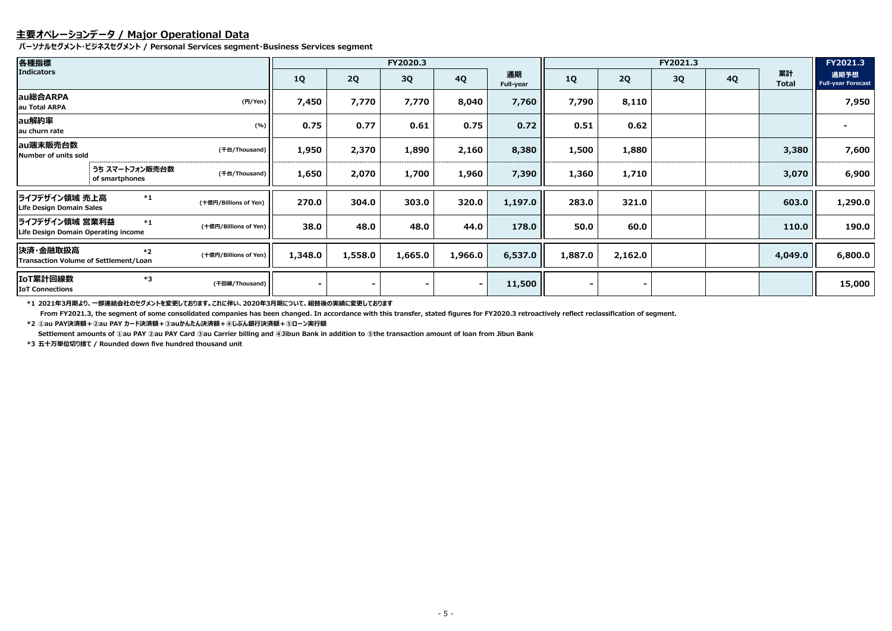## 主要オペレーションデータ / Major Operational Data

**パーソナルセグメント･ビジネスセグメント / Personal Services segment･Business Services segment**

| 各種指標 Indicators | | | FY2020.3 1Q | FY2020.3 2Q | FY2020.3 3Q | FY2020.3 4Q | FY2020.3 通期 Full-year | FY2021.3 1Q | FY2021.3 2Q | FY2021.3 3Q | FY2021.3 4Q | FY2021.3 累計 Total | FY2021.3 通期予想 Full-year Forecast |
|---|---|---|---|---|---|---|---|---|---|---|---|---|---|
| au総合ARPA au Total ARPA | | (円/Yen) | 7,450 | 7,770 | 7,770 | 8,040 | 7,760 | 7,790 | 8,110 | | | | 7,950 |
| au解約率 au churn rate | | (%) | 0.75 | 0.77 | 0.61 | 0.75 | 0.72 | 0.51 | 0.62 | | | | - |
| au端末販売台数 Number of units sold | | (千台/Thousand) | 1,950 | 2,370 | 1,890 | 2,160 | 8,380 | 1,500 | 1,880 | | | 3,380 | 7,600 |
| | うち スマートフォン販売台数 of smartphones | (千台/Thousand) | 1,650 | 2,070 | 1,700 | 1,960 | 7,390 | 1,360 | 1,710 | | | 3,070 | 6,900 |
| ライフデザイン領域 売上高 Life Design Domain Sales | *1 | (十億円/Billions of Yen) | 270.0 | 304.0 | 303.0 | 320.0 | 1,197.0 | 283.0 | 321.0 | | | 603.0 | 1,290.0 |
| ライフデザイン領域 営業利益 Life Design Domain Operating income | *1 | (十億円/Billions of Yen) | 38.0 | 48.0 | 48.0 | 44.0 | 178.0 | 50.0 | 60.0 | | | 110.0 | 190.0 |
| 決済･金融取扱高 Transaction Volume of Settlement/Loan | *2 | (十億円/Billions of Yen) | 1,348.0 | 1,558.0 | 1,665.0 | 1,966.0 | 6,537.0 | 1,887.0 | 2,162.0 | | | 4,049.0 | 6,800.0 |
| IoT累計回線数 IoT Connections | *3 | (千回線/Thousand) | - | - | - | - | 11,500 | - | - | | | | 15,000 |

*1 2021年3月期より、一部連結会社のセグメントを変更しております。これに伴い、2020年3月期について、組替後の実績に変更しております

From FY2021.3, the segment of some consolidated companies has been changed. In accordance with this transfer, stated figures for FY2020.3 retroactively reflect reclassification of segment.

*2 ①au PAY決済額＋②au PAY カード決済額＋③auかんたん決済額＋④じぶん銀行決済額＋⑤ローン実行額

Settlement amounts of ①au PAY ②au PAY Card ③au Carrier billing and ④Jibun Bank in addition to ⑤the transaction amount of loan from Jibun Bank

*3 五十万単位切り捨て / Rounded down five hundred thousand unit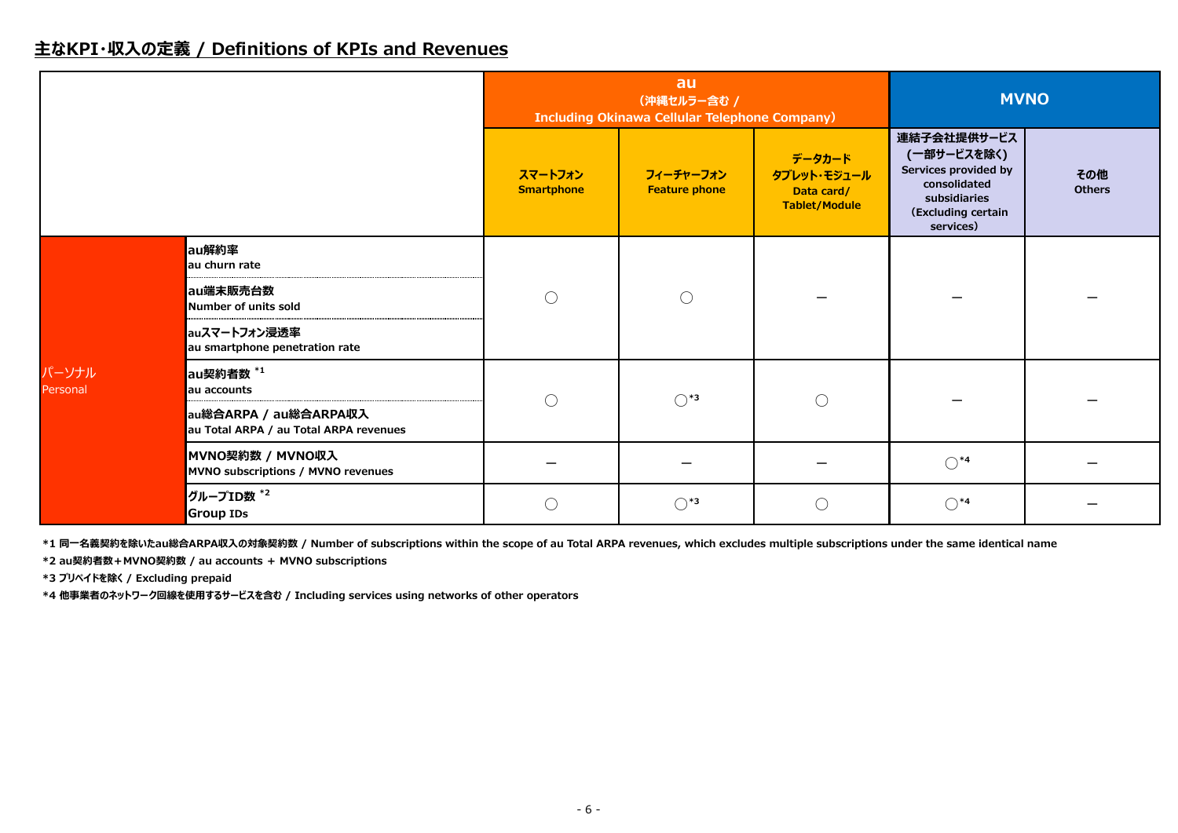## 主なKPI・収入の定義 / Definitions of KPIs and Revenues

| | | au (沖縄セルラー含む / Including Okinawa Cellular Telephone Company) | | | MVNO | |
|---|---|---|---|---|---|---|
| | | スマートフォン Smartphone | フィーチャーフォン Feature phone | データカード タブレット・モジュール Data card/ Tablet/Module | 連結子会社提供サービス (一部サービスを除く) Services provided by consolidated subsidiaries (Excluding certain services) | その他 Others |
| パーソナル Personal | au解約率 au churn rate<br>au端末販売台数 Number of units sold<br>auスマートフォン浸透率 au smartphone penetration rate | ○ | ○ | － | － | － |
| | au契約者数 [*1] au accounts<br>au総合ARPA / au総合ARPA収入 au Total ARPA / au Total ARPA revenues | ○ | ○[*3] | ○ | － | － |
| | MVNO契約数 / MVNO収入 MVNO subscriptions / MVNO revenues | － | － | － | ○[*4] | － |
| | グループID数 [*2] Group IDs | ○ | ○[*3] | ○ | ○[*4] | － |

*1 同一名義契約を除いたau総合ARPA収入の対象契約数 / Number of subscriptions within the scope of au Total ARPA revenues, which excludes multiple subscriptions under the same identical name

*2 au契約者数＋MVNO契約数 / au accounts ＋ MVNO subscriptions

*3 プリペイドを除く / Excluding prepaid

*4 他事業者のネットワーク回線を使用するサービスを含む / Including services using networks of other operators